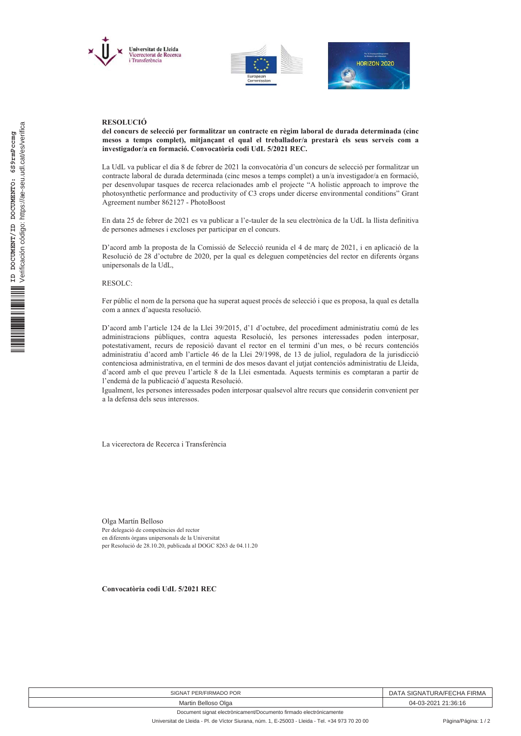Universitat de Lleida
Vicerectorat de Recerca
i Transferència

**RESOLUCIÓ**

**del concurs de selecció per formalitzar un contracte en règim laboral de durada determinada (cinc mesos a temps complet), mitjançant el qual el treballador/a prestarà els seus serveis com a investigador/a en formació. Convocatòria codi UdL 5/2021 REC.**

La UdL va publicar el dia 8 de febrer de 2021 la convocatòria d'un concurs de selecció per formalitzar un contracte laboral de durada determinada (cinc mesos a temps complet) a un/a investigador/a en formació, per desenvolupar tasques de recerca relacionades amb el projecte "A holistic approach to improve the photosynthetic performance and productivity of C3 crops under dicerse environmental conditions" Grant Agreement number 862127 - PhotoBoost

En data 25 de febrer de 2021 es va publicar a l'e-tauler de la seu electrònica de la UdL la llista definitiva de persones admeses i excloses per participar en el concurs.

D'acord amb la proposta de la Comissió de Selecció reunida el 4 de març de 2021, i en aplicació de la Resolució de 28 d'octubre de 2020, per la qual es deleguen competències del rector en diferents òrgans unipersonals de la UdL,

RESOLC:

Fer públic el nom de la persona que ha superat aquest procés de selecció i que es proposa, la qual es detalla com a annex d'aquesta resolució.

D'acord amb l'article 124 de la Llei 39/2015, d'1 d'octubre, del procediment administratiu comú de les administracions públiques, contra aquesta Resolució, les persones interessades poden interposar, potestativament, recurs de reposició davant el rector en el termini d'un mes, o bé recurs contenciós administratiu d'acord amb l'article 46 de la Llei 29/1998, de 13 de juliol, reguladora de la jurisdicció contenciosa administrativa, en el termini de dos mesos davant el jutjat contenciós administratiu de Lleida, d'acord amb el que preveu l'article 8 de la Llei esmentada. Aquests terminis es comptaran a partir de l'endemà de la publicació d'aquesta Resolució.

Igualment, les persones interessades poden interposar qualsevol altre recurs que considerin convenient per a la defensa dels seus interessos.

La vicerectora de Recerca i Transferència

Olga Martín Belloso
Per delegació de competències del rector
en diferents òrgans unipersonals de la Universitat
per Resolució de 28.10.20, publicada al DOGC 8263 de 04.11.20

**Convocatòria codi UdL 5/2021 REC**

| SIGNAT PER/FIRMADO POR | DATA SIGNATURA/FECHA FIRMA |
|---|---|
| Martin Belloso Olga | 04-03-2021 21:36:16 |

Document signat electrònicament/Documento firmado electrónicamente

Universitat de Lleida - Pl. de Víctor Siurana, núm. 1, E-25003 - Lleida - Tel. +34 973 70 20 00

ID DOCUMENT/ID DOCUMENTO: 6S9rmPccmg
Verificación código: https://ae-seu.udl.cat/es/verifica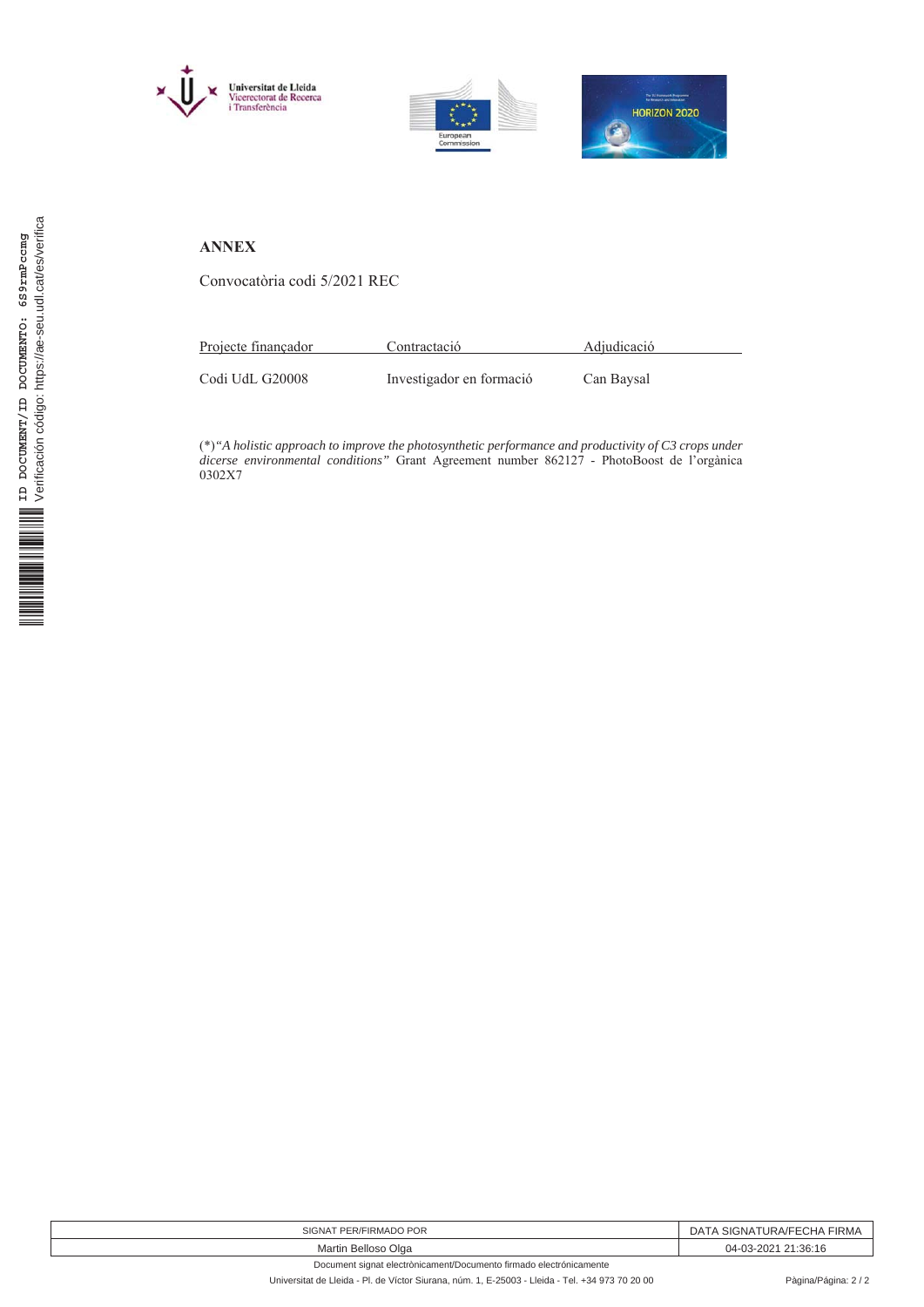## ANNEX

Convocatòria codi 5/2021 REC

| Projecte finançador | Contractació | Adjudicació |
|---|---|---|
| Codi UdL G20008 | Investigador en formació | Can Baysal |

(*)*"A holistic approach to improve the photosynthetic performance and productivity of C3 crops under dicerse environmental conditions"* Grant Agreement number 862127 - PhotoBoost de l'orgànica 0302X7

| SIGNAT PER/FIRMADO POR | DATA SIGNATURA/FECHA FIRMA |
|---|---|
| Martin Belloso Olga | 04-03-2021 21:36:16 |

Document signat electrònicament/Documento firmado electrónicamente

Universitat de Lleida - Pl. de Víctor Siurana, núm. 1, E-25003 - Lleida - Tel. +34 973 70 20 00

ID DOCUMENT/ID DOCUMENTO: 6S9rmPccmg Verificación código: https://ae-seu.udl.cat/es/verifica